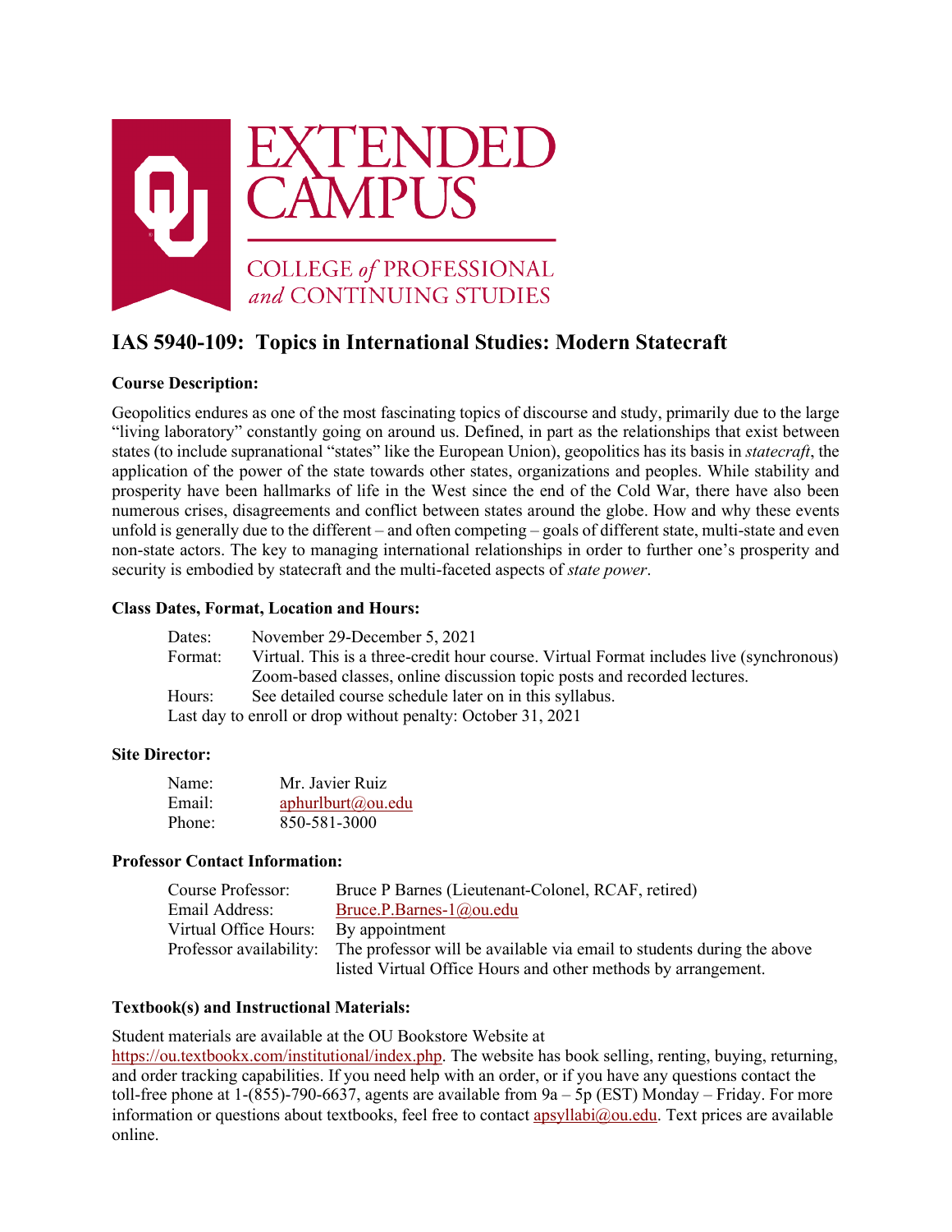# IAS 5940-109: Topics in International Studies: Modern Statecraft

**Course Description:**

Geopolitics endures as one of the most fascinating topics of discourse and study, primarily due to the large "living laboratory" constantly going on around us. Defined, in part as the relationships that exist between states (to include supranational "states" like the European Union), geopolitics has its basis in *statecraft*, the application of the power of the state towards other states, organizations and peoples. While stability and prosperity have been hallmarks of life in the West since the end of the Cold War, there have also been numerous crises, disagreements and conflict between states around the globe. How and why these events unfold is generally due to the different – and often competing – goals of different state, multi-state and even non-state actors. The key to managing international relationships in order to further one's prosperity and security is embodied by statecraft and the multi-faceted aspects of *state power*.

**Class Dates, Format, Location and Hours:**

Dates: November 29-December 5, 2021
Format: Virtual. This is a three-credit hour course. Virtual Format includes live (synchronous) Zoom-based classes, online discussion topic posts and recorded lectures.
Hours: See detailed course schedule later on in this syllabus.
Last day to enroll or drop without penalty: October 31, 2021

**Site Director:**

Name: Mr. Javier Ruiz
Email: aphurlburt@ou.edu
Phone: 850-581-3000

**Professor Contact Information:**

Course Professor: Bruce P Barnes (Lieutenant-Colonel, RCAF, retired)
Email Address: Bruce.P.Barnes-1@ou.edu
Virtual Office Hours: By appointment
Professor availability: The professor will be available via email to students during the above listed Virtual Office Hours and other methods by arrangement.

**Textbook(s) and Instructional Materials:**

Student materials are available at the OU Bookstore Website at https://ou.textbookx.com/institutional/index.php. The website has book selling, renting, buying, returning, and order tracking capabilities. If you need help with an order, or if you have any questions contact the toll-free phone at 1-(855)-790-6637, agents are available from 9a – 5p (EST) Monday – Friday. For more information or questions about textbooks, feel free to contact apsyllabi@ou.edu. Text prices are available online.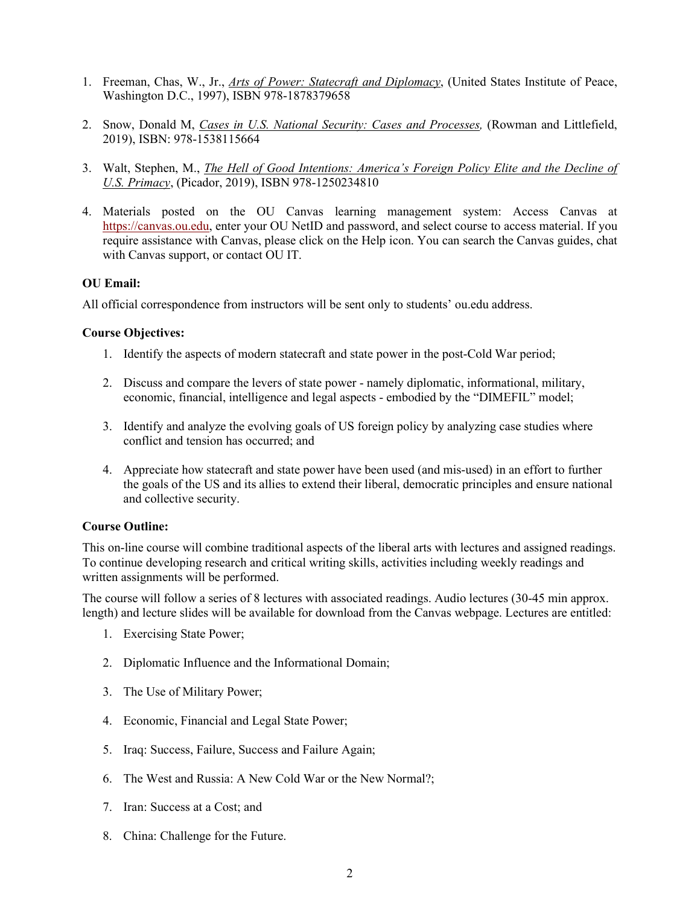1. Freeman, Chas, W., Jr., *Arts of Power: Statecraft and Diplomacy*, (United States Institute of Peace, Washington D.C., 1997), ISBN 978-1878379658

2. Snow, Donald M, *Cases in U.S. National Security: Cases and Processes,* (Rowman and Littlefield, 2019), ISBN: 978-1538115664

3. Walt, Stephen, M., *The Hell of Good Intentions: America's Foreign Policy Elite and the Decline of U.S. Primacy*, (Picador, 2019), ISBN 978-1250234810

4. Materials posted on the OU Canvas learning management system: Access Canvas at https://canvas.ou.edu, enter your OU NetID and password, and select course to access material. If you require assistance with Canvas, please click on the Help icon. You can search the Canvas guides, chat with Canvas support, or contact OU IT.

**OU Email:**

All official correspondence from instructors will be sent only to students' ou.edu address.

**Course Objectives:**

1. Identify the aspects of modern statecraft and state power in the post-Cold War period;

2. Discuss and compare the levers of state power - namely diplomatic, informational, military, economic, financial, intelligence and legal aspects - embodied by the "DIMEFIL" model;

3. Identify and analyze the evolving goals of US foreign policy by analyzing case studies where conflict and tension has occurred; and

4. Appreciate how statecraft and state power have been used (and mis-used) in an effort to further the goals of the US and its allies to extend their liberal, democratic principles and ensure national and collective security.

**Course Outline:**

This on-line course will combine traditional aspects of the liberal arts with lectures and assigned readings. To continue developing research and critical writing skills, activities including weekly readings and written assignments will be performed.

The course will follow a series of 8 lectures with associated readings. Audio lectures (30-45 min approx. length) and lecture slides will be available for download from the Canvas webpage. Lectures are entitled:

1. Exercising State Power;

2. Diplomatic Influence and the Informational Domain;

3. The Use of Military Power;

4. Economic, Financial and Legal State Power;

5. Iraq: Success, Failure, Success and Failure Again;

6. The West and Russia: A New Cold War or the New Normal?;

7. Iran: Success at a Cost; and

8. China: Challenge for the Future.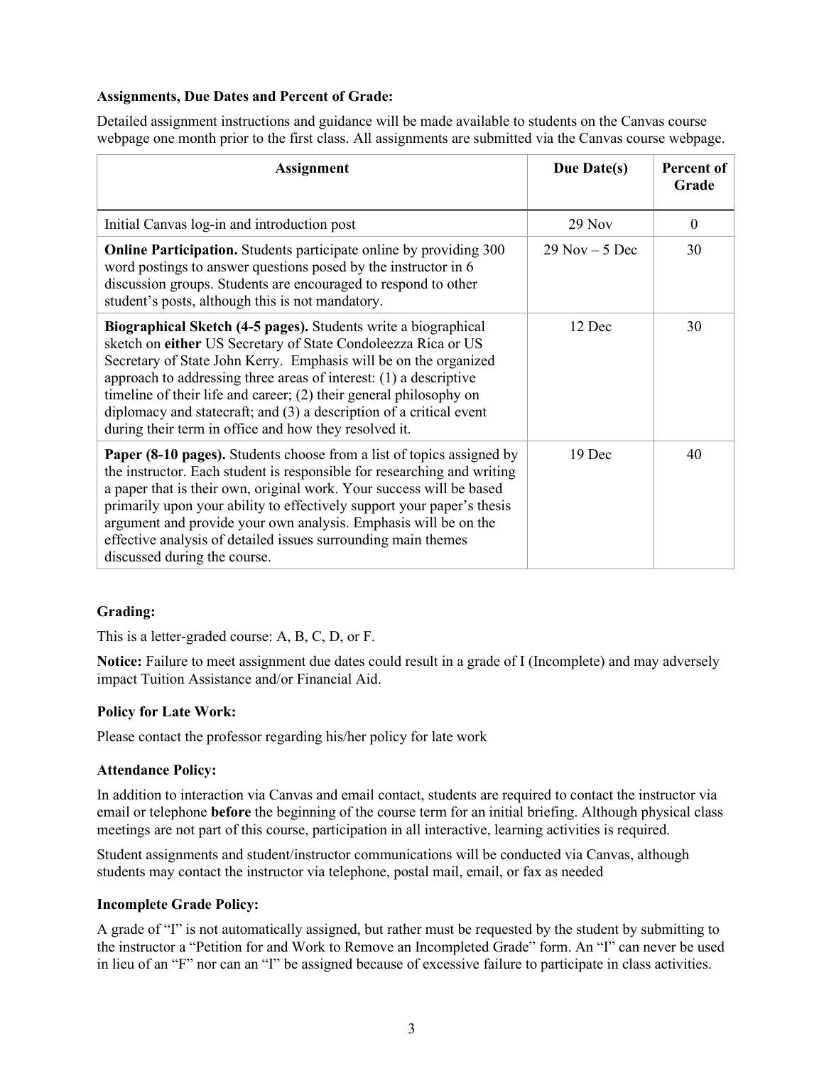**Assignments, Due Dates and Percent of Grade:**

Detailed assignment instructions and guidance will be made available to students on the Canvas course webpage one month prior to the first class. All assignments are submitted via the Canvas course webpage.

| Assignment | Due Date(s) | Percent of Grade |
|---|---|---|
| Initial Canvas log-in and introduction post | 29 Nov | 0 |
| **Online Participation.** Students participate online by providing 300 word postings to answer questions posed by the instructor in 6 discussion groups. Students are encouraged to respond to other student's posts, although this is not mandatory. | 29 Nov – 5 Dec | 30 |
| **Biographical Sketch (4-5 pages).** Students write a biographical sketch on **either** US Secretary of State Condoleezza Rica or US Secretary of State John Kerry. Emphasis will be on the organized approach to addressing three areas of interest: (1) a descriptive timeline of their life and career; (2) their general philosophy on diplomacy and statecraft; and (3) a description of a critical event during their term in office and how they resolved it. | 12 Dec | 30 |
| **Paper (8-10 pages).** Students choose from a list of topics assigned by the instructor. Each student is responsible for researching and writing a paper that is their own, original work. Your success will be based primarily upon your ability to effectively support your paper's thesis argument and provide your own analysis. Emphasis will be on the effective analysis of detailed issues surrounding main themes discussed during the course. | 19 Dec | 40 |

**Grading:**

This is a letter-graded course: A, B, C, D, or F.

**Notice:** Failure to meet assignment due dates could result in a grade of I (Incomplete) and may adversely impact Tuition Assistance and/or Financial Aid.

**Policy for Late Work:**

Please contact the professor regarding his/her policy for late work

**Attendance Policy:**

In addition to interaction via Canvas and email contact, students are required to contact the instructor via email or telephone **before** the beginning of the course term for an initial briefing. Although physical class meetings are not part of this course, participation in all interactive, learning activities is required.

Student assignments and student/instructor communications will be conducted via Canvas, although students may contact the instructor via telephone, postal mail, email, or fax as needed

**Incomplete Grade Policy:**

A grade of "I" is not automatically assigned, but rather must be requested by the student by submitting to the instructor a "Petition for and Work to Remove an Incompleted Grade" form. An "I" can never be used in lieu of an "F" nor can an "I" be assigned because of excessive failure to participate in class activities.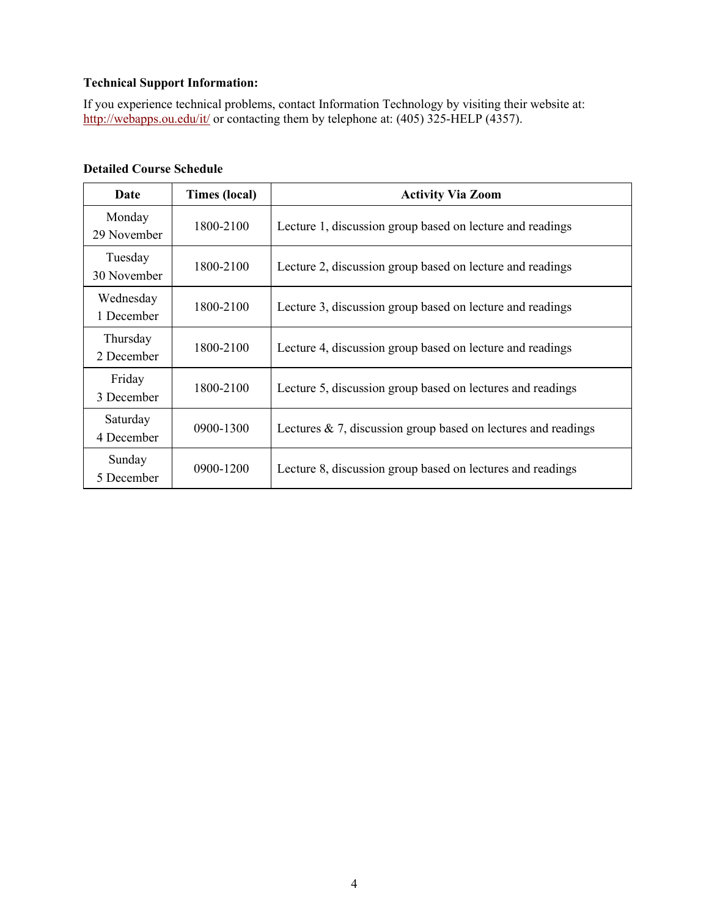**Technical Support Information:**

If you experience technical problems, contact Information Technology by visiting their website at: http://webapps.ou.edu/it/ or contacting them by telephone at: (405) 325-HELP (4357).

**Detailed Course Schedule**

| Date | Times (local) | Activity Via Zoom |
|---|---|---|
| Monday 29 November | 1800-2100 | Lecture 1, discussion group based on lecture and readings |
| Tuesday 30 November | 1800-2100 | Lecture 2, discussion group based on lecture and readings |
| Wednesday 1 December | 1800-2100 | Lecture 3, discussion group based on lecture and readings |
| Thursday 2 December | 1800-2100 | Lecture 4, discussion group based on lecture and readings |
| Friday 3 December | 1800-2100 | Lecture 5, discussion group based on lectures and readings |
| Saturday 4 December | 0900-1300 | Lectures & 7, discussion group based on lectures and readings |
| Sunday 5 December | 0900-1200 | Lecture 8, discussion group based on lectures and readings |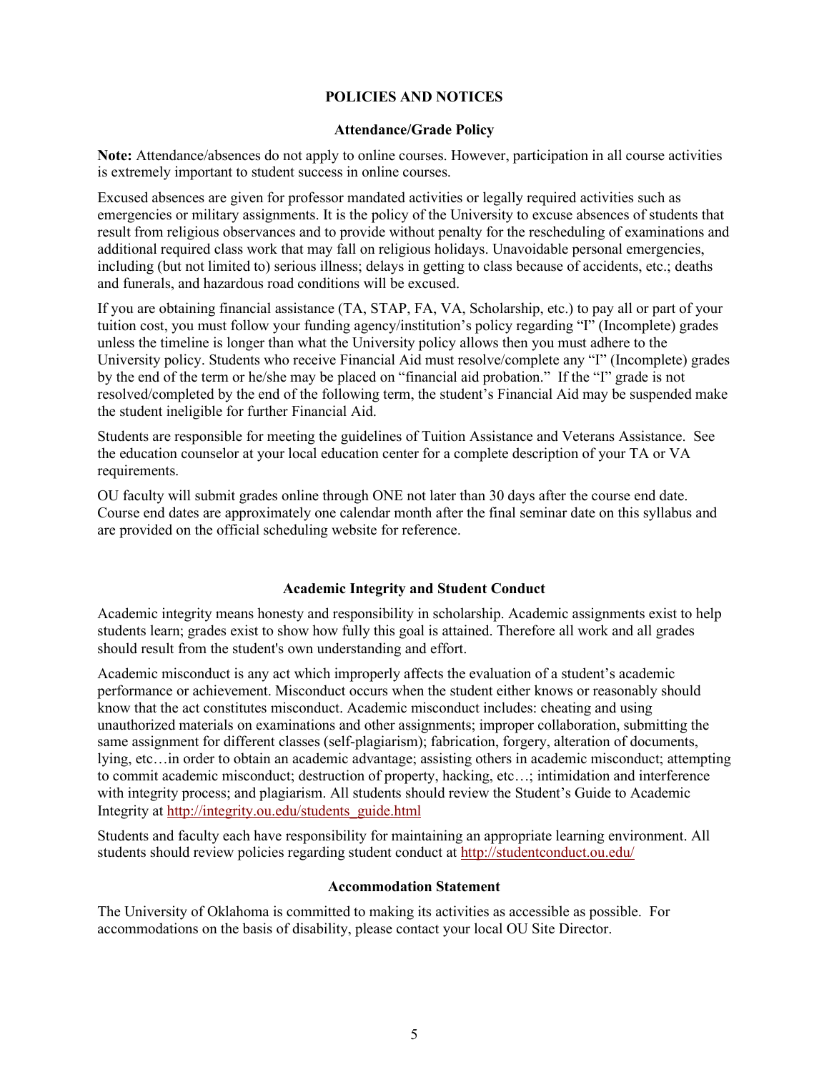# POLICIES AND NOTICES

## Attendance/Grade Policy

**Note:** Attendance/absences do not apply to online courses. However, participation in all course activities is extremely important to student success in online courses.

Excused absences are given for professor mandated activities or legally required activities such as emergencies or military assignments. It is the policy of the University to excuse absences of students that result from religious observances and to provide without penalty for the rescheduling of examinations and additional required class work that may fall on religious holidays. Unavoidable personal emergencies, including (but not limited to) serious illness; delays in getting to class because of accidents, etc.; deaths and funerals, and hazardous road conditions will be excused.

If you are obtaining financial assistance (TA, STAP, FA, VA, Scholarship, etc.) to pay all or part of your tuition cost, you must follow your funding agency/institution's policy regarding "I" (Incomplete) grades unless the timeline is longer than what the University policy allows then you must adhere to the University policy. Students who receive Financial Aid must resolve/complete any "I" (Incomplete) grades by the end of the term or he/she may be placed on "financial aid probation." If the "I" grade is not resolved/completed by the end of the following term, the student's Financial Aid may be suspended make the student ineligible for further Financial Aid.

Students are responsible for meeting the guidelines of Tuition Assistance and Veterans Assistance. See the education counselor at your local education center for a complete description of your TA or VA requirements.

OU faculty will submit grades online through ONE not later than 30 days after the course end date. Course end dates are approximately one calendar month after the final seminar date on this syllabus and are provided on the official scheduling website for reference.

## Academic Integrity and Student Conduct

Academic integrity means honesty and responsibility in scholarship. Academic assignments exist to help students learn; grades exist to show how fully this goal is attained. Therefore all work and all grades should result from the student's own understanding and effort.

Academic misconduct is any act which improperly affects the evaluation of a student's academic performance or achievement. Misconduct occurs when the student either knows or reasonably should know that the act constitutes misconduct. Academic misconduct includes: cheating and using unauthorized materials on examinations and other assignments; improper collaboration, submitting the same assignment for different classes (self-plagiarism); fabrication, forgery, alteration of documents, lying, etc…in order to obtain an academic advantage; assisting others in academic misconduct; attempting to commit academic misconduct; destruction of property, hacking, etc…; intimidation and interference with integrity process; and plagiarism. All students should review the Student's Guide to Academic Integrity at http://integrity.ou.edu/students_guide.html

Students and faculty each have responsibility for maintaining an appropriate learning environment. All students should review policies regarding student conduct at http://studentconduct.ou.edu/

## Accommodation Statement

The University of Oklahoma is committed to making its activities as accessible as possible. For accommodations on the basis of disability, please contact your local OU Site Director.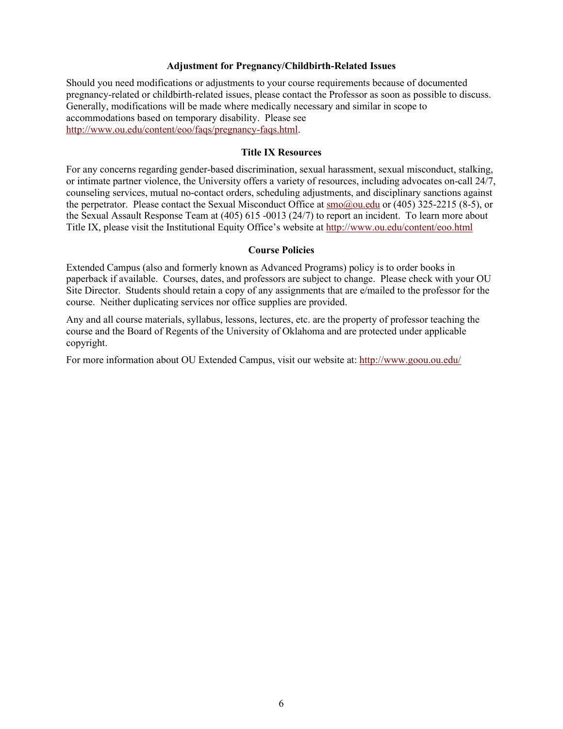## Adjustment for Pregnancy/Childbirth-Related Issues

Should you need modifications or adjustments to your course requirements because of documented pregnancy-related or childbirth-related issues, please contact the Professor as soon as possible to discuss. Generally, modifications will be made where medically necessary and similar in scope to accommodations based on temporary disability. Please see http://www.ou.edu/content/eoo/faqs/pregnancy-faqs.html.

## Title IX Resources

For any concerns regarding gender-based discrimination, sexual harassment, sexual misconduct, stalking, or intimate partner violence, the University offers a variety of resources, including advocates on-call 24/7, counseling services, mutual no-contact orders, scheduling adjustments, and disciplinary sanctions against the perpetrator. Please contact the Sexual Misconduct Office at smo@ou.edu or (405) 325-2215 (8-5), or the Sexual Assault Response Team at (405) 615 -0013 (24/7) to report an incident. To learn more about Title IX, please visit the Institutional Equity Office's website at http://www.ou.edu/content/eoo.html

## Course Policies

Extended Campus (also and formerly known as Advanced Programs) policy is to order books in paperback if available. Courses, dates, and professors are subject to change. Please check with your OU Site Director. Students should retain a copy of any assignments that are e/mailed to the professor for the course. Neither duplicating services nor office supplies are provided.

Any and all course materials, syllabus, lessons, lectures, etc. are the property of professor teaching the course and the Board of Regents of the University of Oklahoma and are protected under applicable copyright.

For more information about OU Extended Campus, visit our website at: http://www.goou.ou.edu/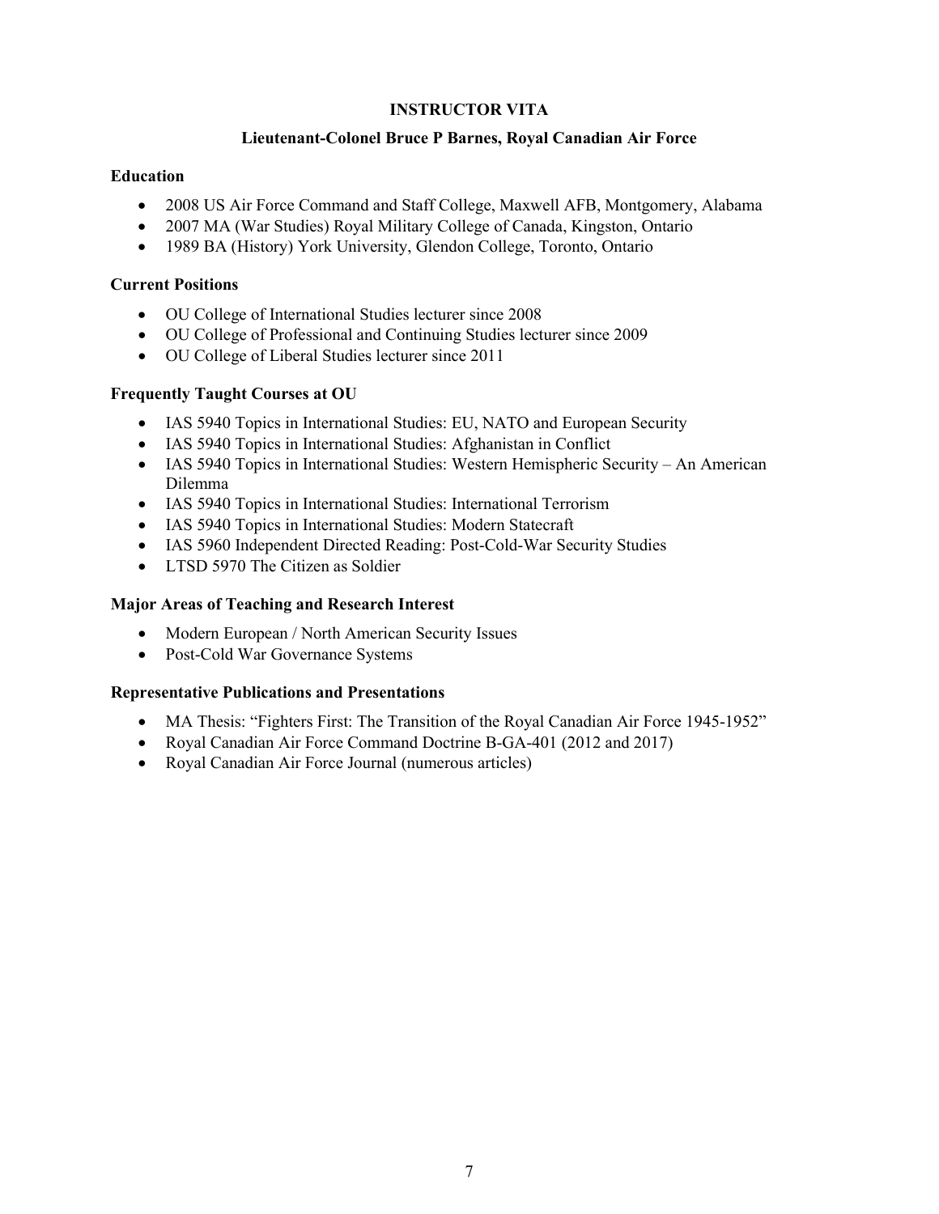# INSTRUCTOR VITA

## Lieutenant-Colonel Bruce P Barnes, Royal Canadian Air Force

### Education

- 2008 US Air Force Command and Staff College, Maxwell AFB, Montgomery, Alabama
- 2007 MA (War Studies) Royal Military College of Canada, Kingston, Ontario
- 1989 BA (History) York University, Glendon College, Toronto, Ontario

### Current Positions

- OU College of International Studies lecturer since 2008
- OU College of Professional and Continuing Studies lecturer since 2009
- OU College of Liberal Studies lecturer since 2011

### Frequently Taught Courses at OU

- IAS 5940 Topics in International Studies: EU, NATO and European Security
- IAS 5940 Topics in International Studies: Afghanistan in Conflict
- IAS 5940 Topics in International Studies: Western Hemispheric Security – An American Dilemma
- IAS 5940 Topics in International Studies: International Terrorism
- IAS 5940 Topics in International Studies: Modern Statecraft
- IAS 5960 Independent Directed Reading: Post-Cold-War Security Studies
- LTSD 5970 The Citizen as Soldier

### Major Areas of Teaching and Research Interest

- Modern European / North American Security Issues
- Post-Cold War Governance Systems

### Representative Publications and Presentations

- MA Thesis: "Fighters First: The Transition of the Royal Canadian Air Force 1945-1952"
- Royal Canadian Air Force Command Doctrine B-GA-401 (2012 and 2017)
- Royal Canadian Air Force Journal (numerous articles)